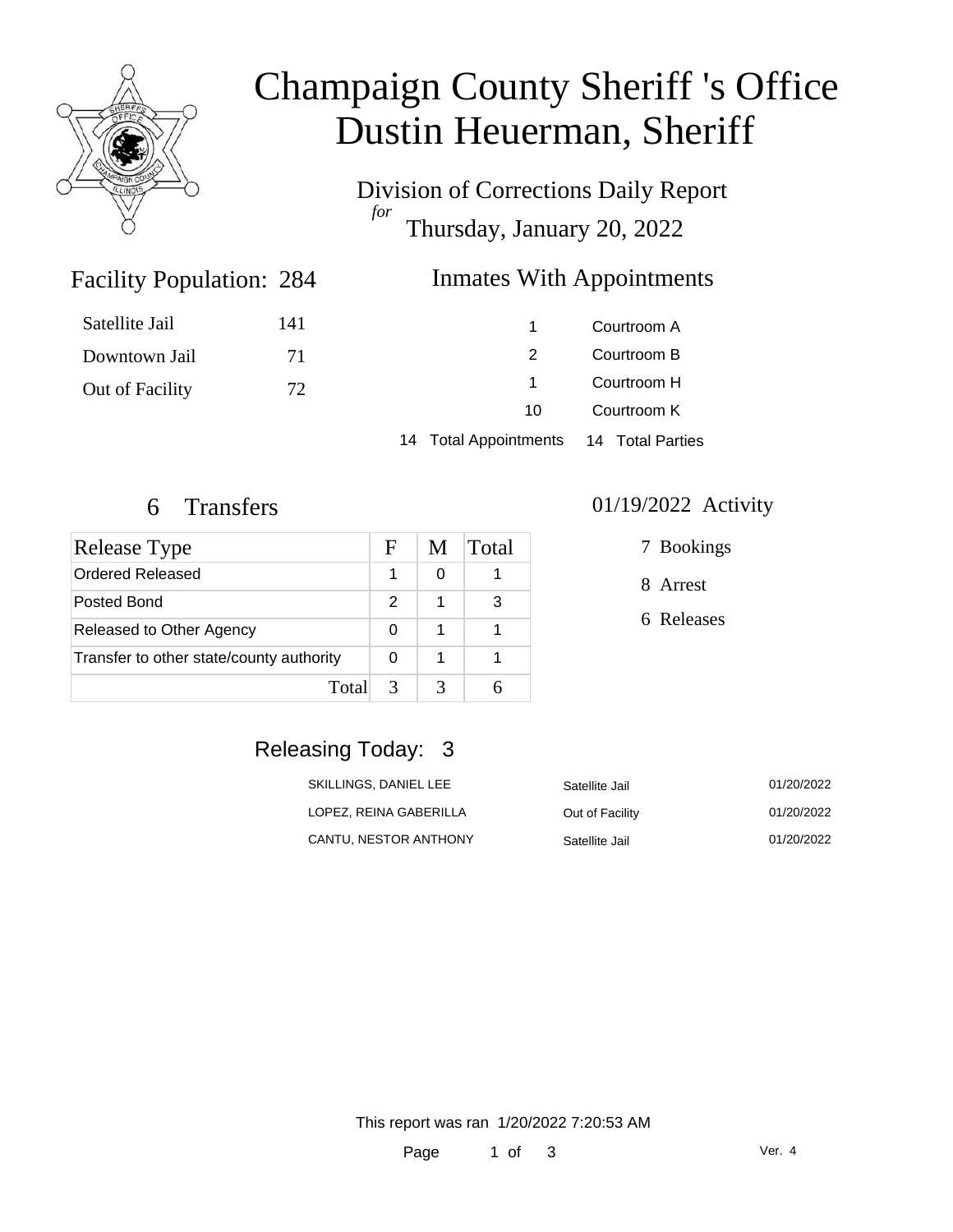# Champaign County Sheriff 's Office
# Dustin Heuerman, Sheriff

Division of Corrections Daily Report
*for*
Thursday, January 20, 2022

## Facility Population: 284

| | |
|---|---|
| Satellite Jail | 141 |
| Downtown Jail | 71 |
| Out of Facility | 72 |

## Inmates With Appointments

| | |
|---|---|
| 1 | Courtroom A |
| 2 | Courtroom B |
| 1 | Courtroom H |
| 10 | Courtroom K |
| 14 Total Appointments | 14 Total Parties |

## 6 Transfers

| Release Type | F | M | Total |
|---|---|---|---|
| Ordered Released | 1 | 0 | 1 |
| Posted Bond | 2 | 1 | 3 |
| Released to Other Agency | 0 | 1 | 1 |
| Transfer to other state/county authority | 0 | 1 | 1 |
| Total | 3 | 3 | 6 |

## 01/19/2022 Activity

7 Bookings

8 Arrest

6 Releases

## Releasing Today: 3

| | | |
|---|---|---|
| SKILLINGS, DANIEL LEE | Satellite Jail | 01/20/2022 |
| LOPEZ, REINA GABERILLA | Out of Facility | 01/20/2022 |
| CANTU, NESTOR ANTHONY | Satellite Jail | 01/20/2022 |

This report was ran 1/20/2022 7:20:53 AM

Ver. 4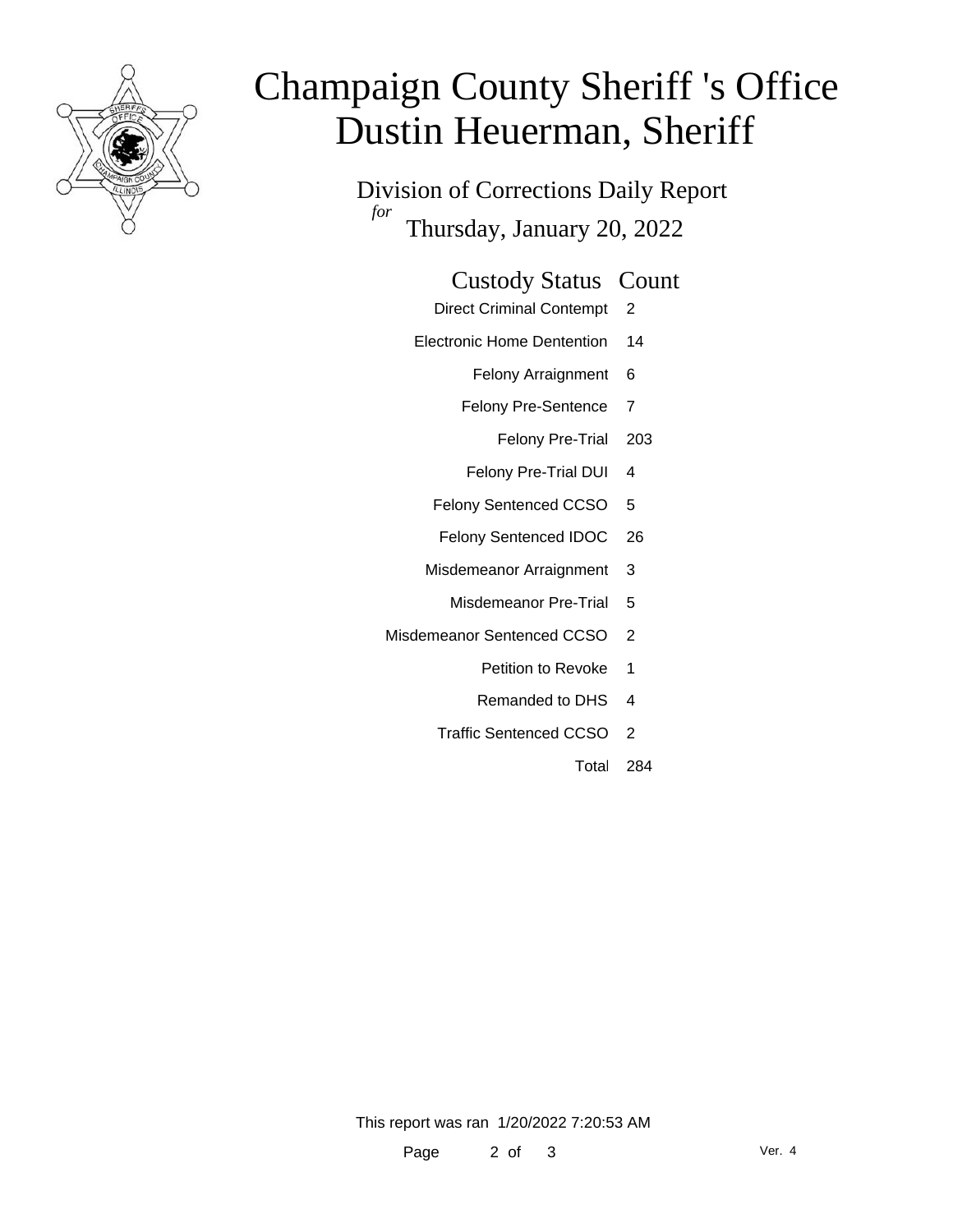# Champaign County Sheriff 's Office
# Dustin Heuerman, Sheriff

## Division of Corrections Daily Report

*for* Thursday, January 20, 2022

| Custody Status | Count |
| --- | --- |
| Direct Criminal Contempt | 2 |
| Electronic Home Dentention | 14 |
| Felony Arraignment | 6 |
| Felony Pre-Sentence | 7 |
| Felony Pre-Trial | 203 |
| Felony Pre-Trial DUI | 4 |
| Felony Sentenced CCSO | 5 |
| Felony Sentenced IDOC | 26 |
| Misdemeanor Arraignment | 3 |
| Misdemeanor Pre-Trial | 5 |
| Misdemeanor Sentenced CCSO | 2 |
| Petition to Revoke | 1 |
| Remanded to DHS | 4 |
| Traffic Sentenced CCSO | 2 |
| Total | 284 |

This report was ran 1/20/2022 7:20:53 AM

Ver. 4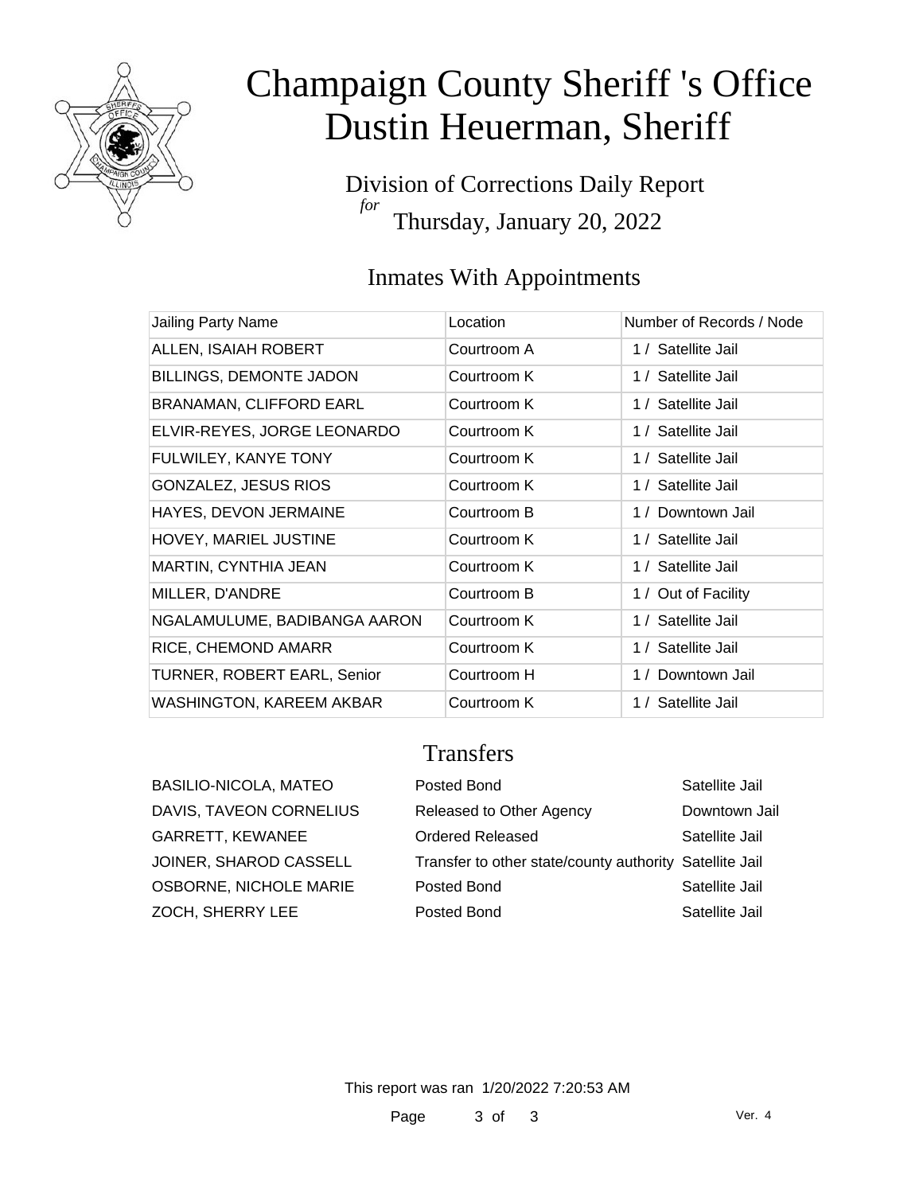# Champaign County Sheriff 's Office
# Dustin Heuerman, Sheriff

Division of Corrections Daily Report
*for*
Thursday, January 20, 2022

## Inmates With Appointments

| Jailing Party Name | Location | Number of Records / Node |
|---|---|---|
| ALLEN, ISAIAH ROBERT | Courtroom A | 1 / Satellite Jail |
| BILLINGS, DEMONTE JADON | Courtroom K | 1 / Satellite Jail |
| BRANAMAN, CLIFFORD EARL | Courtroom K | 1 / Satellite Jail |
| ELVIR-REYES, JORGE LEONARDO | Courtroom K | 1 / Satellite Jail |
| FULWILEY, KANYE TONY | Courtroom K | 1 / Satellite Jail |
| GONZALEZ, JESUS RIOS | Courtroom K | 1 / Satellite Jail |
| HAYES, DEVON JERMAINE | Courtroom B | 1 / Downtown Jail |
| HOVEY, MARIEL JUSTINE | Courtroom K | 1 / Satellite Jail |
| MARTIN, CYNTHIA JEAN | Courtroom K | 1 / Satellite Jail |
| MILLER, D'ANDRE | Courtroom B | 1 / Out of Facility |
| NGALAMULUME, BADIBANGA AARON | Courtroom K | 1 / Satellite Jail |
| RICE, CHEMOND AMARR | Courtroom K | 1 / Satellite Jail |
| TURNER, ROBERT EARL, Senior | Courtroom H | 1 / Downtown Jail |
| WASHINGTON, KAREEM AKBAR | Courtroom K | 1 / Satellite Jail |

## Transfers

| | | |
|---|---|---|
| BASILIO-NICOLA, MATEO | Posted Bond | Satellite Jail |
| DAVIS, TAVEON CORNELIUS | Released to Other Agency | Downtown Jail |
| GARRETT, KEWANEE | Ordered Released | Satellite Jail |
| JOINER, SHAROD CASSELL | Transfer to other state/county authority | Satellite Jail |
| OSBORNE, NICHOLE MARIE | Posted Bond | Satellite Jail |
| ZOCH, SHERRY LEE | Posted Bond | Satellite Jail |

This report was ran 1/20/2022 7:20:53 AM

Ver. 4